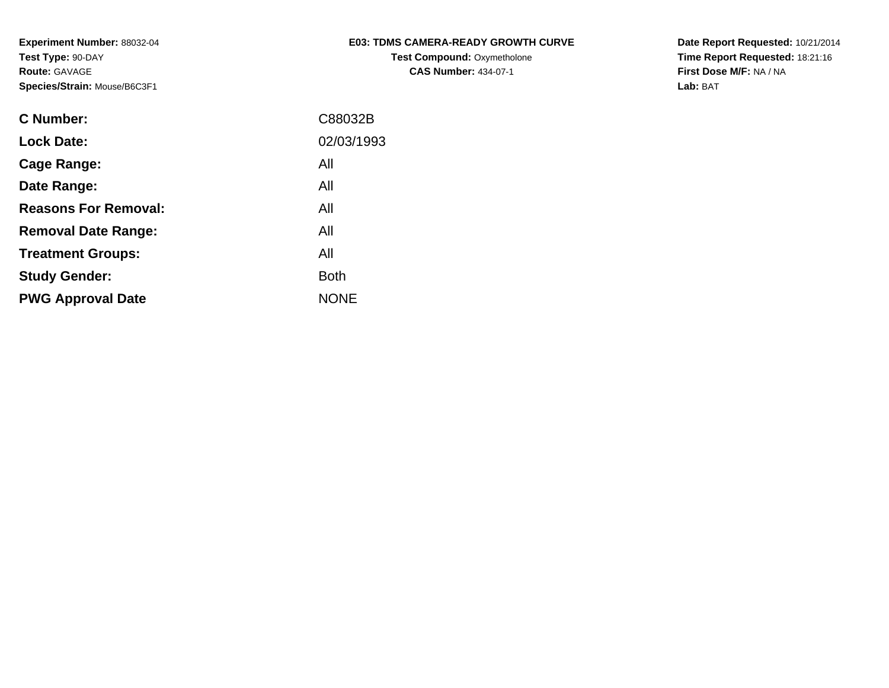**Experiment Number:** 88032-04
**Test Type:** 90-DAY
**Route:** GAVAGE
**Species/Strain:** Mouse/B6C3F1

**E03: TDMS CAMERA-READY GROWTH CURVE**
**Test Compound:** Oxymetholone
**CAS Number:** 434-07-1

**Date Report Requested:** 10/21/2014
**Time Report Requested:** 18:21:16
**First Dose M/F:** NA / NA
**Lab:** BAT

| | |
|---|---|
| **C Number:** | C88032B |
| **Lock Date:** | 02/03/1993 |
| **Cage Range:** | All |
| **Date Range:** | All |
| **Reasons For Removal:** | All |
| **Removal Date Range:** | All |
| **Treatment Groups:** | All |
| **Study Gender:** | Both |
| **PWG Approval Date** | NONE |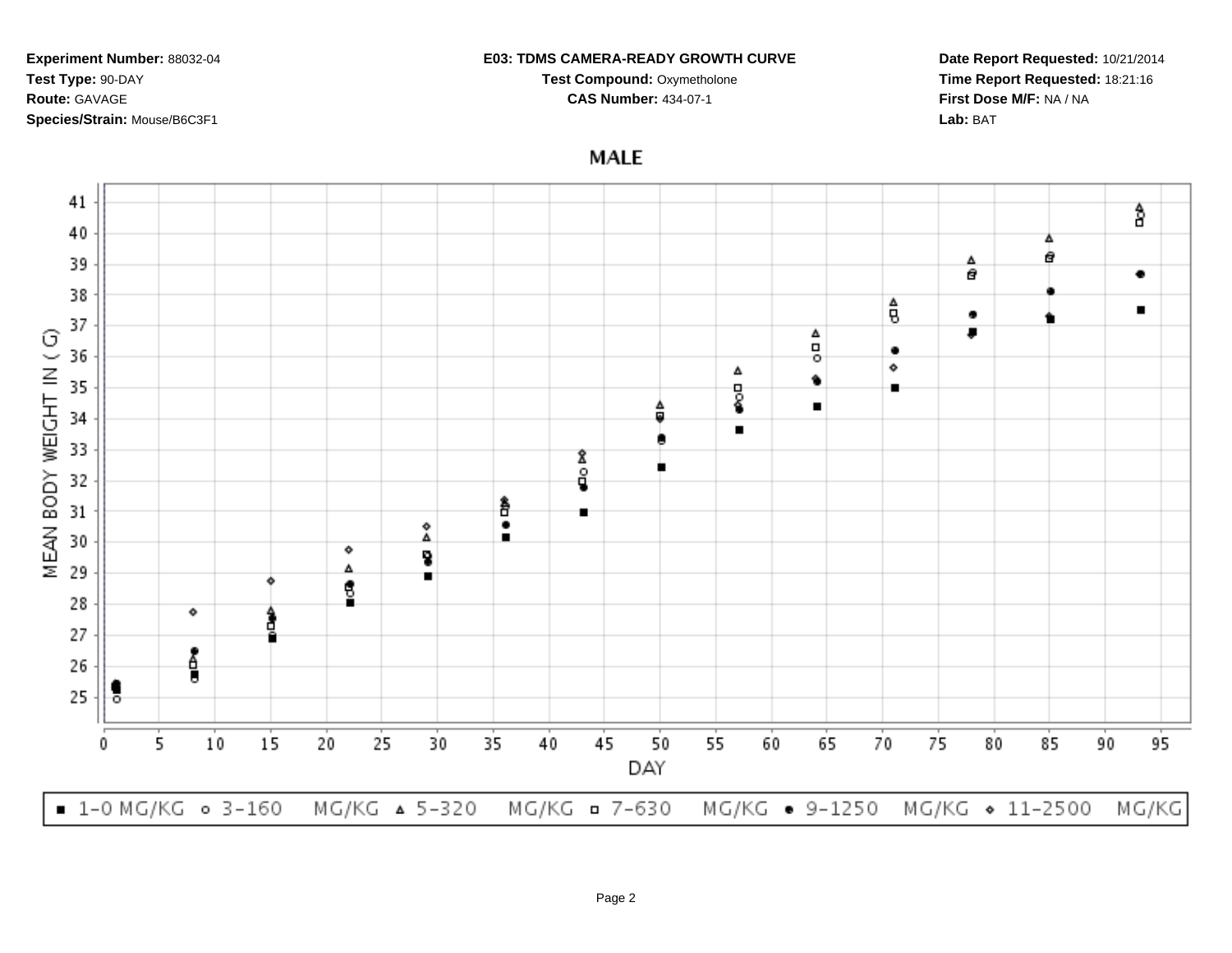**Experiment Number:** 88032-04
**Test Type:** 90-DAY
**Route:** GAVAGE
**Species/Strain:** Mouse/B6C3F1

**E03: TDMS CAMERA-READY GROWTH CURVE**
**Test Compound:** Oxymetholone
**CAS Number:** 434-07-1

**Date Report Requested:** 10/21/2014
**Time Report Requested:** 18:21:16
**First Dose M/F:** NA / NA
**Lab:** BAT

## MALE

MEAN BODY WEIGHT IN ( G)

DAY

■ 1-0 MG/KG ○ 3-160 MG/KG △ 5-320 MG/KG □ 7-630 MG/KG ● 9-1250 MG/KG ◇ 11-2500 MG/KG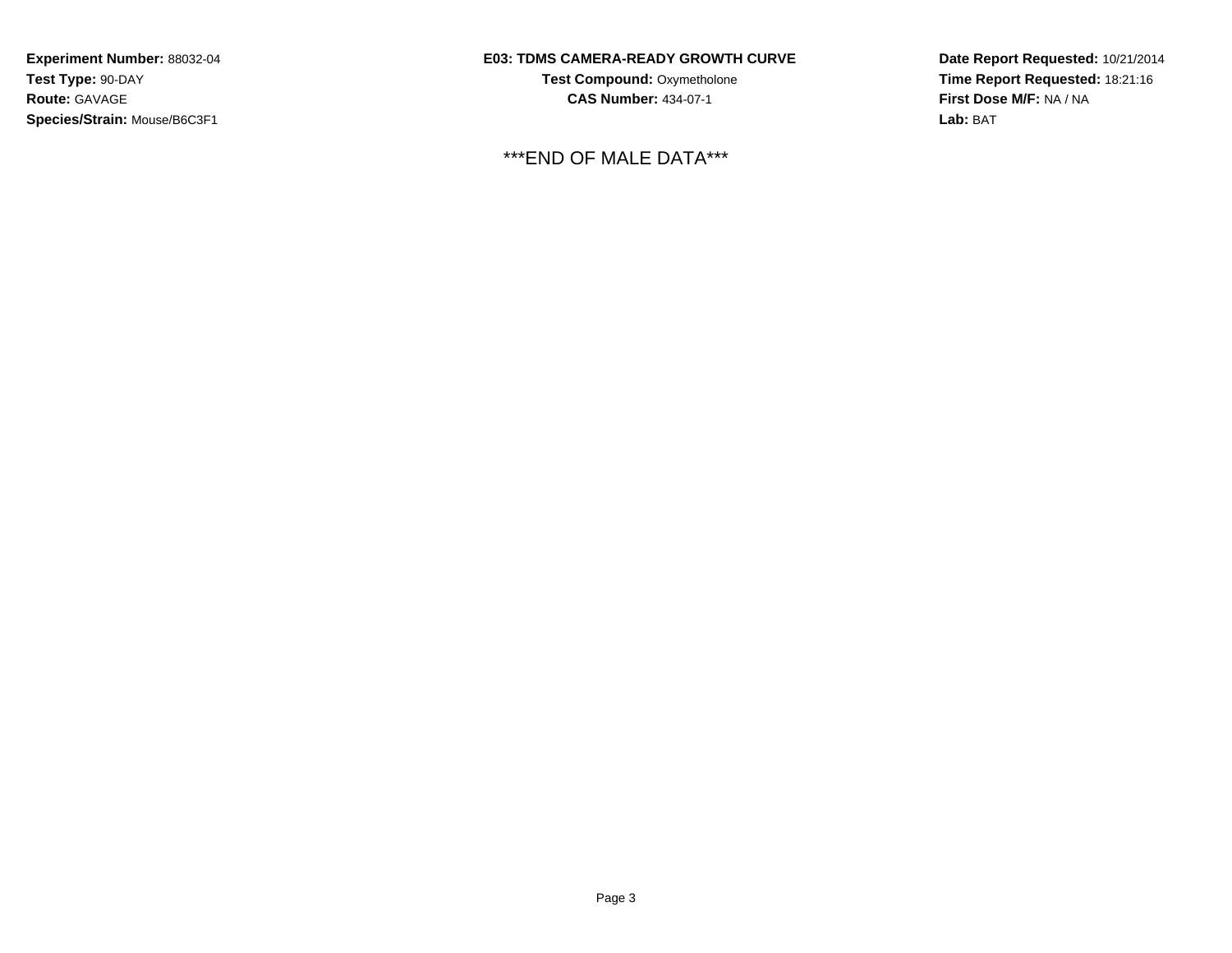**Experiment Number:** 88032-04
**Test Type:** 90-DAY
**Route:** GAVAGE
**Species/Strain:** Mouse/B6C3F1

**E03: TDMS CAMERA-READY GROWTH CURVE**
**Test Compound:** Oxymetholone
**CAS Number:** 434-07-1

**Date Report Requested:** 10/21/2014
**Time Report Requested:** 18:21:16
**First Dose M/F:** NA / NA
**Lab:** BAT

***END OF MALE DATA***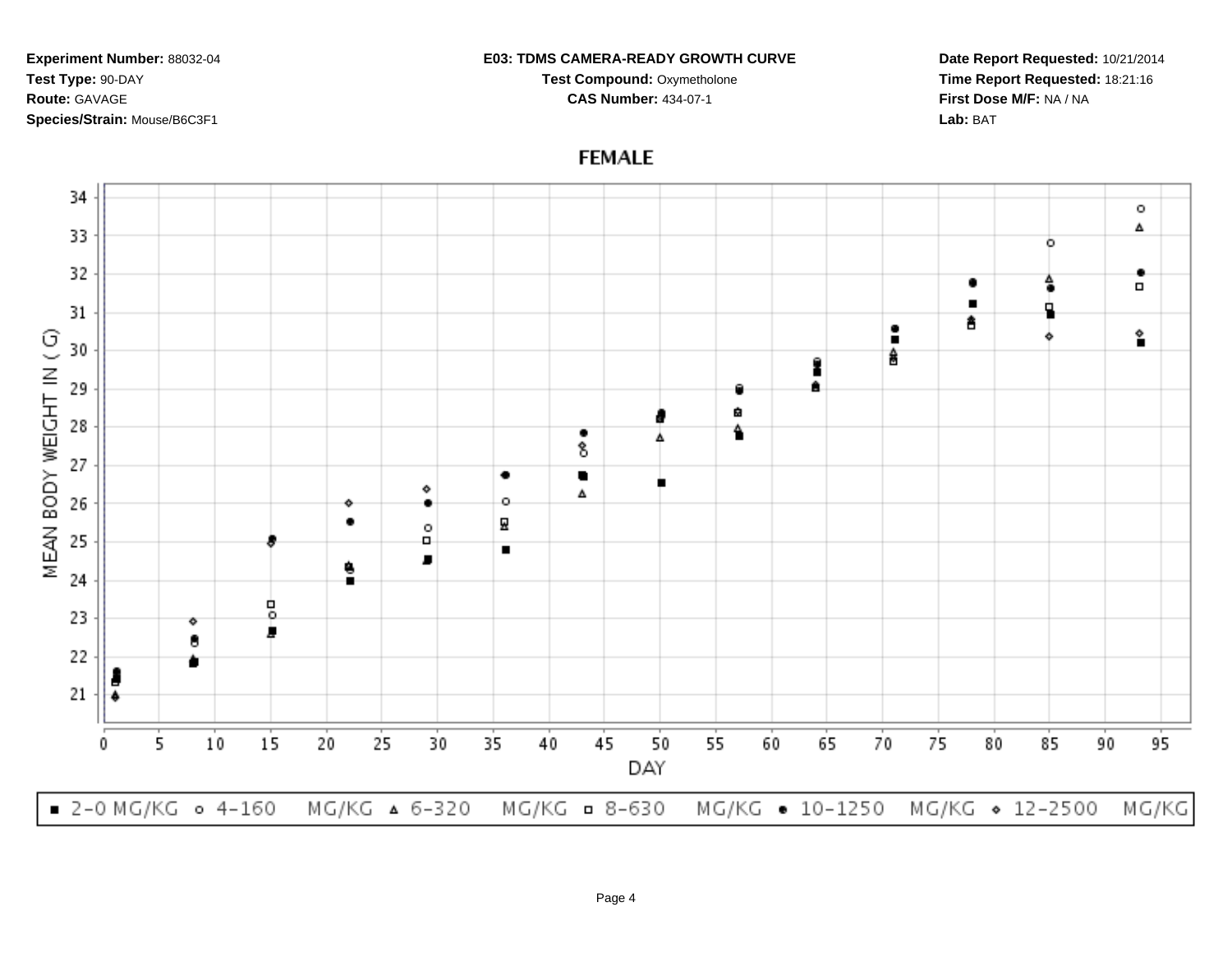**Experiment Number:** 88032-04
**Test Type:** 90-DAY
**Route:** GAVAGE
**Species/Strain:** Mouse/B6C3F1

**E03: TDMS CAMERA-READY GROWTH CURVE**
**Test Compound:** Oxymetholone
**CAS Number:** 434-07-1

**Date Report Requested:** 10/21/2014
**Time Report Requested:** 18:21:16
**First Dose M/F:** NA / NA
**Lab:** BAT

## FEMALE

MEAN BODY WEIGHT IN ( G)

DAY

■ 2-0 MG/KG ○ 4-160 MG/KG △ 6-320 MG/KG □ 8-630 MG/KG ● 10-1250 MG/KG ◇ 12-2500 MG/KG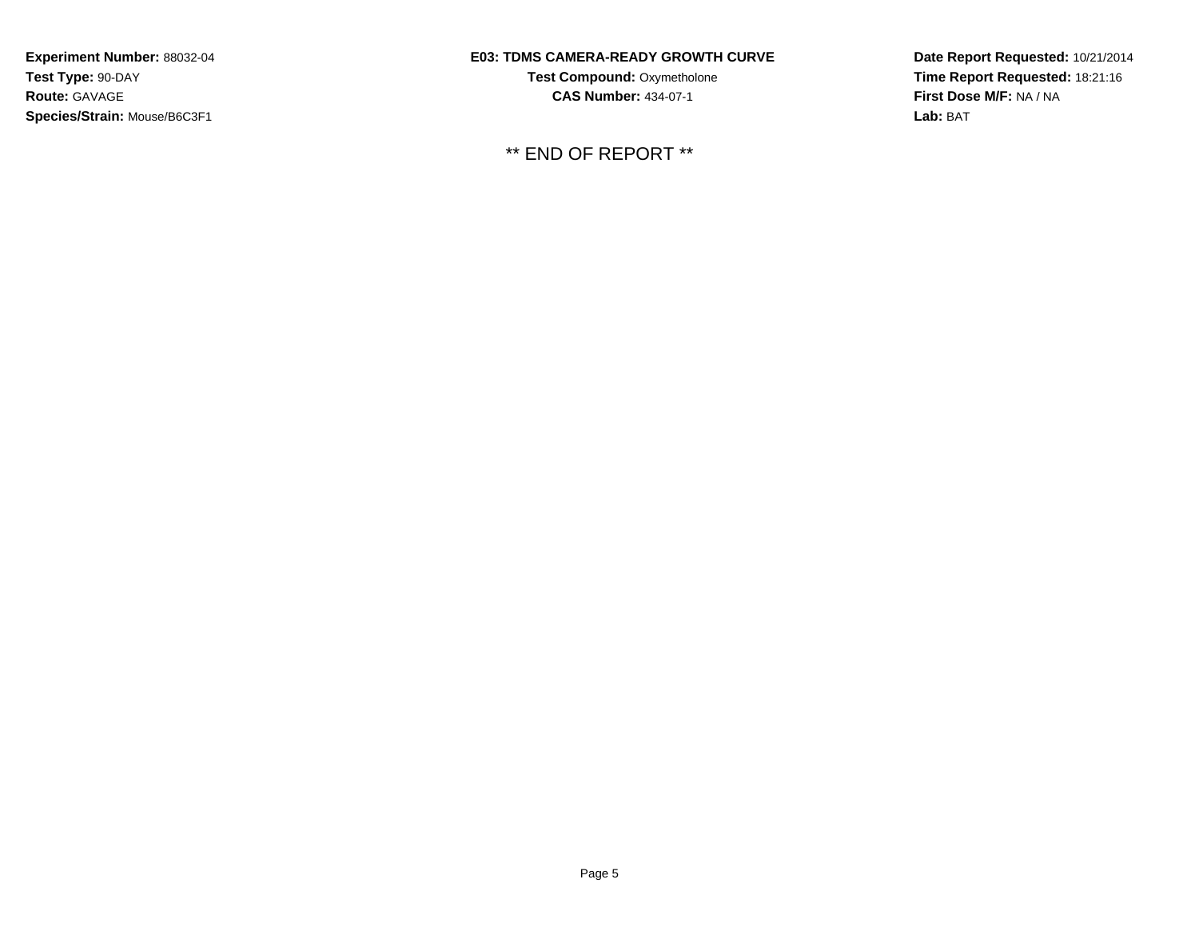**Experiment Number:** 88032-04
**Test Type:** 90-DAY
**Route:** GAVAGE
**Species/Strain:** Mouse/B6C3F1

**E03: TDMS CAMERA-READY GROWTH CURVE**
**Test Compound:** Oxymetholone
**CAS Number:** 434-07-1

**Date Report Requested:** 10/21/2014
**Time Report Requested:** 18:21:16
**First Dose M/F:** NA / NA
**Lab:** BAT

** END OF REPORT **